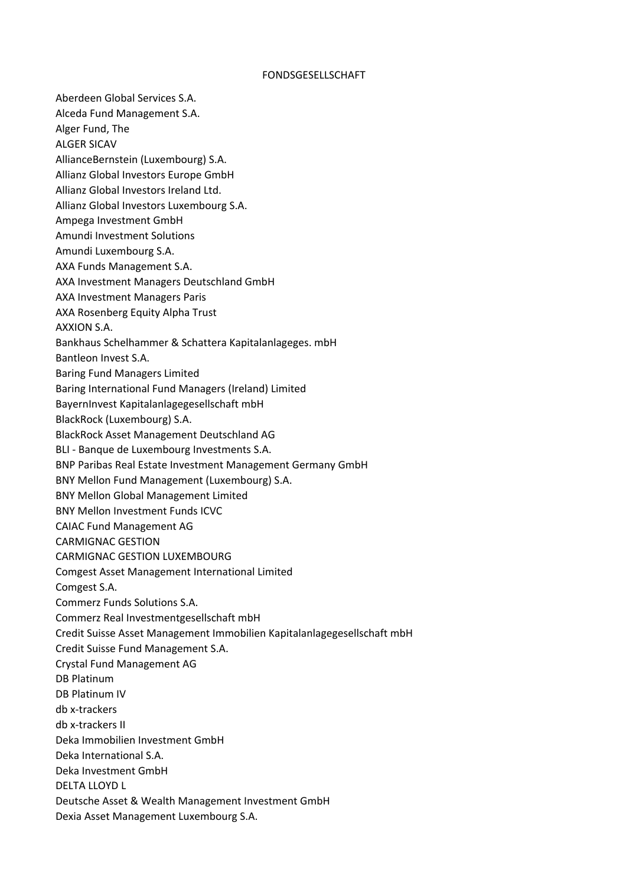# FONDSGESELLSCHAFT

Aberdeen Global Services S.A.
Alceda Fund Management S.A.
Alger Fund, The
ALGER SICAV
AllianceBernstein (Luxembourg) S.A.
Allianz Global Investors Europe GmbH
Allianz Global Investors Ireland Ltd.
Allianz Global Investors Luxembourg S.A.
Ampega Investment GmbH
Amundi Investment Solutions
Amundi Luxembourg S.A.
AXA Funds Management S.A.
AXA Investment Managers Deutschland GmbH
AXA Investment Managers Paris
AXA Rosenberg Equity Alpha Trust
AXXION S.A.
Bankhaus Schelhammer & Schattera Kapitalanlageges. mbH
Bantleon Invest S.A.
Baring Fund Managers Limited
Baring International Fund Managers (Ireland) Limited
BayernInvest Kapitalanlagegesellschaft mbH
BlackRock (Luxembourg) S.A.
BlackRock Asset Management Deutschland AG
BLI - Banque de Luxembourg Investments S.A.
BNP Paribas Real Estate Investment Management Germany GmbH
BNY Mellon Fund Management (Luxembourg) S.A.
BNY Mellon Global Management Limited
BNY Mellon Investment Funds ICVC
CAIAC Fund Management AG
CARMIGNAC GESTION
CARMIGNAC GESTION LUXEMBOURG
Comgest Asset Management International Limited
Comgest S.A.
Commerz Funds Solutions S.A.
Commerz Real Investmentgesellschaft mbH
Credit Suisse Asset Management Immobilien Kapitalanlagegesellschaft mbH
Credit Suisse Fund Management S.A.
Crystal Fund Management AG
DB Platinum
DB Platinum IV
db x-trackers
db x-trackers II
Deka Immobilien Investment GmbH
Deka International S.A.
Deka Investment GmbH
DELTA LLOYD L
Deutsche Asset & Wealth Management Investment GmbH
Dexia Asset Management Luxembourg S.A.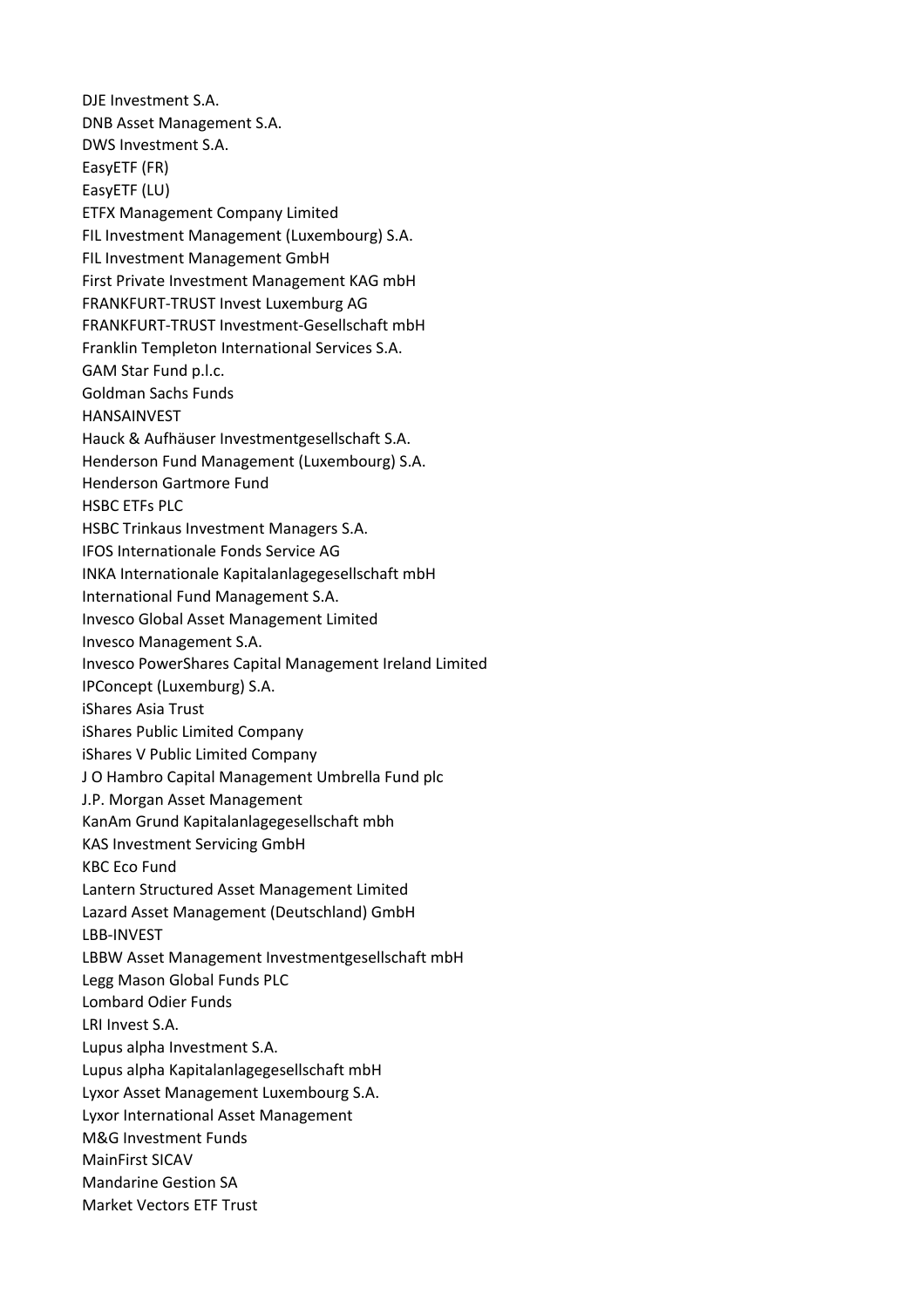DJE Investment S.A.
DNB Asset Management S.A.
DWS Investment S.A.
EasyETF (FR)
EasyETF (LU)
ETFX Management Company Limited
FIL Investment Management (Luxembourg) S.A.
FIL Investment Management GmbH
First Private Investment Management KAG mbH
FRANKFURT-TRUST Invest Luxemburg AG
FRANKFURT-TRUST Investment-Gesellschaft mbH
Franklin Templeton International Services S.A.
GAM Star Fund p.l.c.
Goldman Sachs Funds
HANSAINVEST
Hauck & Aufhäuser Investmentgesellschaft S.A.
Henderson Fund Management (Luxembourg) S.A.
Henderson Gartmore Fund
HSBC ETFs PLC
HSBC Trinkaus Investment Managers S.A.
IFOS Internationale Fonds Service AG
INKA Internationale Kapitalanlagegesellschaft mbH
International Fund Management S.A.
Invesco Global Asset Management Limited
Invesco Management S.A.
Invesco PowerShares Capital Management Ireland Limited
IPConcept (Luxemburg) S.A.
iShares Asia Trust
iShares Public Limited Company
iShares V Public Limited Company
J O Hambro Capital Management Umbrella Fund plc
J.P. Morgan Asset Management
KanAm Grund Kapitalanlagegesellschaft mbh
KAS Investment Servicing GmbH
KBC Eco Fund
Lantern Structured Asset Management Limited
Lazard Asset Management (Deutschland) GmbH
LBB-INVEST
LBBW Asset Management Investmentgesellschaft mbH
Legg Mason Global Funds PLC
Lombard Odier Funds
LRI Invest S.A.
Lupus alpha Investment S.A.
Lupus alpha Kapitalanlagegesellschaft mbH
Lyxor Asset Management Luxembourg S.A.
Lyxor International Asset Management
M&G Investment Funds
MainFirst SICAV
Mandarine Gestion SA
Market Vectors ETF Trust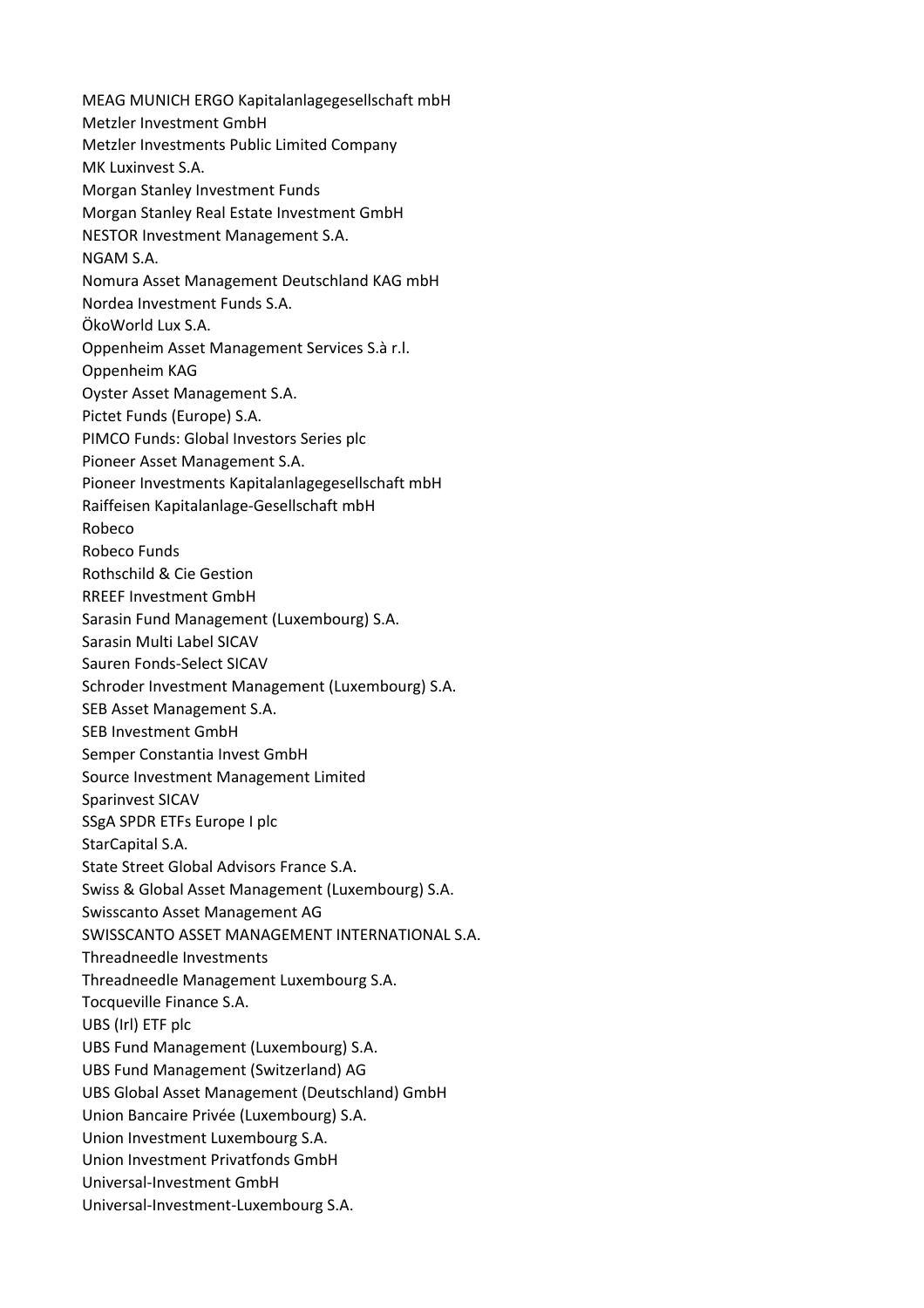MEAG MUNICH ERGO Kapitalanlagegesellschaft mbH
Metzler Investment GmbH
Metzler Investments Public Limited Company
MK Luxinvest S.A.
Morgan Stanley Investment Funds
Morgan Stanley Real Estate Investment GmbH
NESTOR Investment Management S.A.
NGAM S.A.
Nomura Asset Management Deutschland KAG mbH
Nordea Investment Funds S.A.
ÖkoWorld Lux S.A.
Oppenheim Asset Management Services S.à r.l.
Oppenheim KAG
Oyster Asset Management S.A.
Pictet Funds (Europe) S.A.
PIMCO Funds: Global Investors Series plc
Pioneer Asset Management S.A.
Pioneer Investments Kapitalanlagegesellschaft mbH
Raiffeisen Kapitalanlage-Gesellschaft mbH
Robeco
Robeco Funds
Rothschild & Cie Gestion
RREEF Investment GmbH
Sarasin Fund Management (Luxembourg) S.A.
Sarasin Multi Label SICAV
Sauren Fonds-Select SICAV
Schroder Investment Management (Luxembourg) S.A.
SEB Asset Management S.A.
SEB Investment GmbH
Semper Constantia Invest GmbH
Source Investment Management Limited
Sparinvest SICAV
SSgA SPDR ETFs Europe I plc
StarCapital S.A.
State Street Global Advisors France S.A.
Swiss & Global Asset Management (Luxembourg) S.A.
Swisscanto Asset Management AG
SWISSCANTO ASSET MANAGEMENT INTERNATIONAL S.A.
Threadneedle Investments
Threadneedle Management Luxembourg S.A.
Tocqueville Finance S.A.
UBS (Irl) ETF plc
UBS Fund Management (Luxembourg) S.A.
UBS Fund Management (Switzerland) AG
UBS Global Asset Management (Deutschland) GmbH
Union Bancaire Privée (Luxembourg) S.A.
Union Investment Luxembourg S.A.
Union Investment Privatfonds GmbH
Universal-Investment GmbH
Universal-Investment-Luxembourg S.A.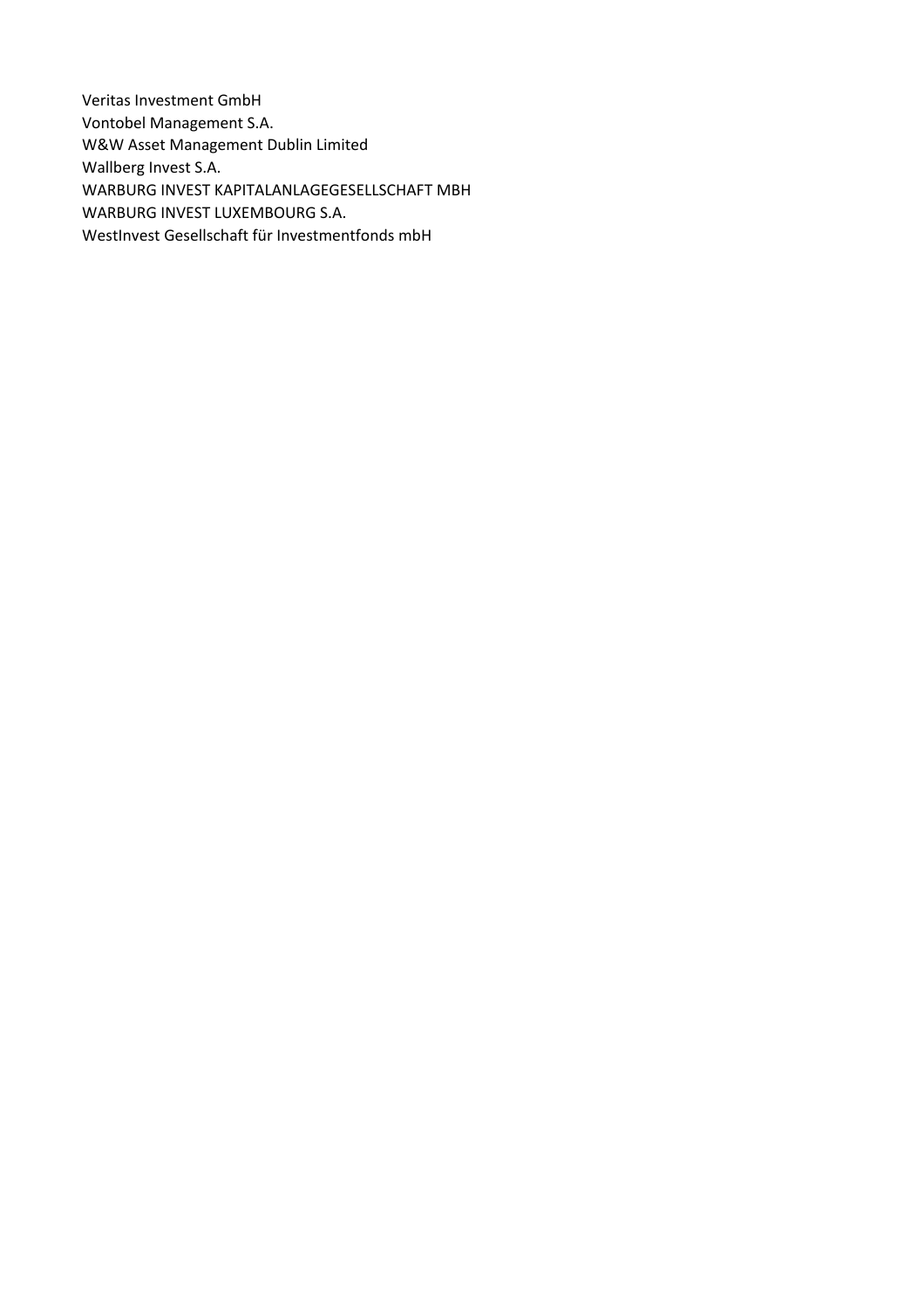Veritas Investment GmbH
Vontobel Management S.A.
W&W Asset Management Dublin Limited
Wallberg Invest S.A.
WARBURG INVEST KAPITALANLAGEGESELLSCHAFT MBH
WARBURG INVEST LUXEMBOURG S.A.
WestInvest Gesellschaft für Investmentfonds mbH